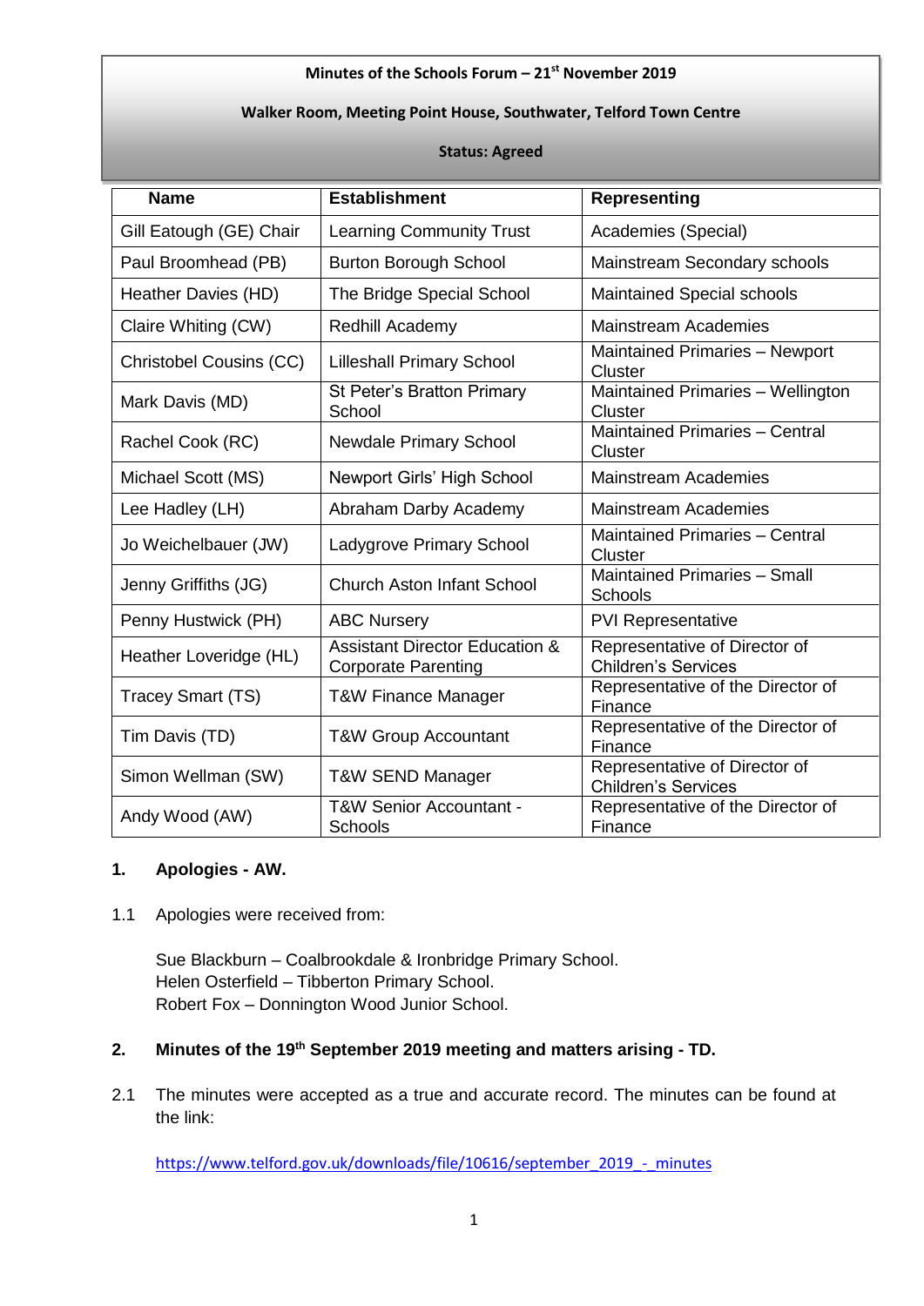**Minutes of the Schools Forum – 21st November 2019**

**Walker Room, Meeting Point House, Southwater, Telford Town Centre**

**Status: Agreed**

| Name | Establishment | Representing |
|---|---|---|
| Gill Eatough (GE) Chair | Learning Community Trust | Academies (Special) |
| Paul Broomhead (PB) | Burton Borough School | Mainstream Secondary schools |
| Heather Davies (HD) | The Bridge Special School | Maintained Special schools |
| Claire Whiting (CW) | Redhill Academy | Mainstream Academies |
| Christobel Cousins (CC) | Lilleshall Primary School | Maintained Primaries – Newport Cluster |
| Mark Davis (MD) | St Peter's Bratton Primary School | Maintained Primaries – Wellington Cluster |
| Rachel Cook (RC) | Newdale Primary School | Maintained Primaries – Central Cluster |
| Michael Scott (MS) | Newport Girls' High School | Mainstream Academies |
| Lee Hadley (LH) | Abraham Darby Academy | Mainstream Academies |
| Jo Weichelbauer (JW) | Ladygrove Primary School | Maintained Primaries – Central Cluster |
| Jenny Griffiths (JG) | Church Aston Infant School | Maintained Primaries – Small Schools |
| Penny Hustwick (PH) | ABC Nursery | PVI Representative |
| Heather Loveridge (HL) | Assistant Director Education & Corporate Parenting | Representative of Director of Children's Services |
| Tracey Smart (TS) | T&W Finance Manager | Representative of the Director of Finance |
| Tim Davis (TD) | T&W Group Accountant | Representative of the Director of Finance |
| Simon Wellman (SW) | T&W SEND Manager | Representative of Director of Children's Services |
| Andy Wood (AW) | T&W Senior Accountant - Schools | Representative of the Director of Finance |

## 1. Apologies - AW.

1.1 Apologies were received from:

Sue Blackburn – Coalbrookdale & Ironbridge Primary School.
Helen Osterfield – Tibberton Primary School.
Robert Fox – Donnington Wood Junior School.

## 2. Minutes of the 19th September 2019 meeting and matters arising - TD.

2.1 The minutes were accepted as a true and accurate record. The minutes can be found at the link:

https://www.telford.gov.uk/downloads/file/10616/september_2019_-_minutes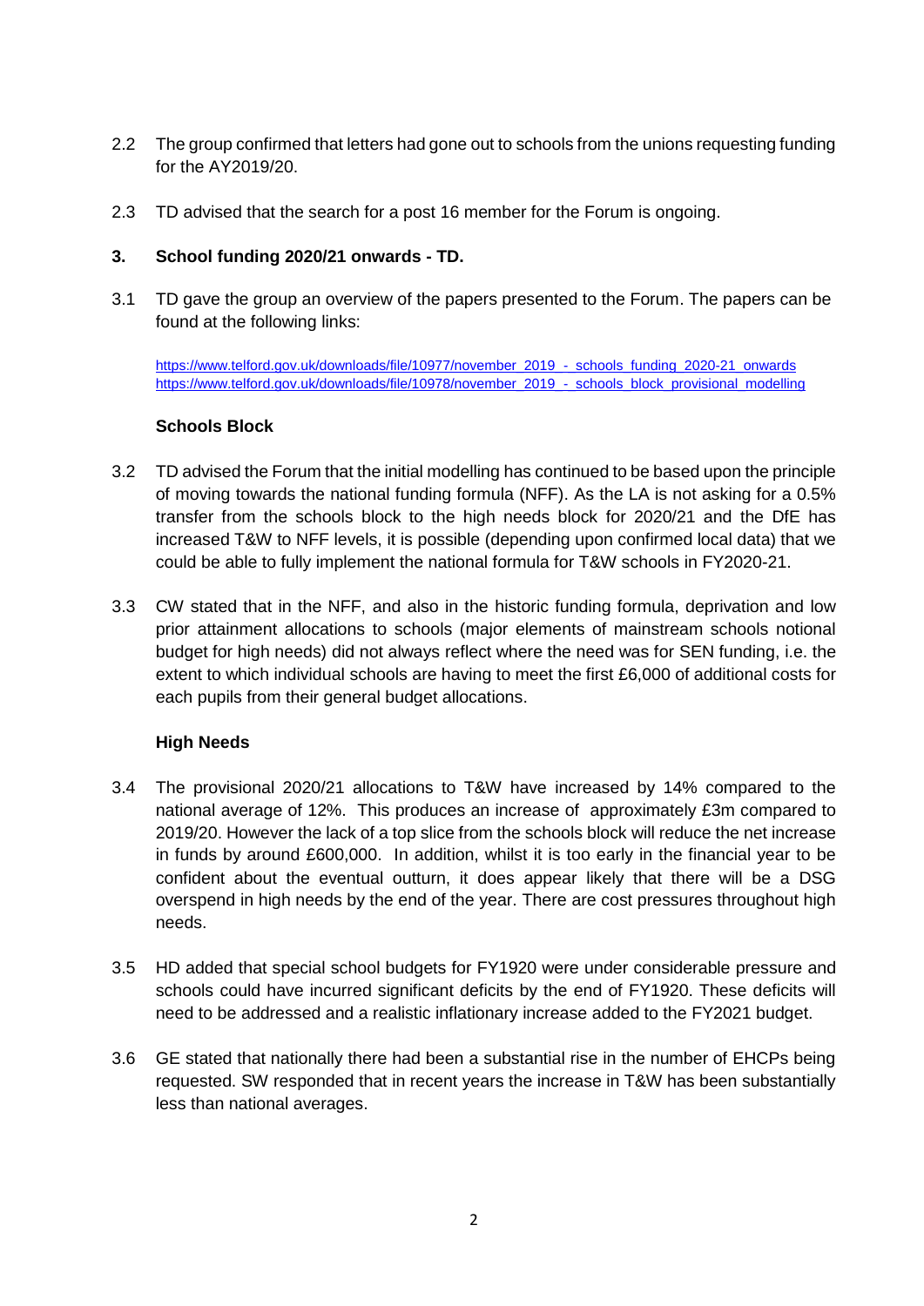2.2 The group confirmed that letters had gone out to schools from the unions requesting funding for the AY2019/20.

2.3 TD advised that the search for a post 16 member for the Forum is ongoing.

### 3. School funding 2020/21 onwards - TD.

3.1 TD gave the group an overview of the papers presented to the Forum. The papers can be found at the following links:

https://www.telford.gov.uk/downloads/file/10977/november_2019_-_schools_funding_2020-21_onwards
https://www.telford.gov.uk/downloads/file/10978/november_2019_-_schools_block_provisional_modelling

**Schools Block**

3.2 TD advised the Forum that the initial modelling has continued to be based upon the principle of moving towards the national funding formula (NFF). As the LA is not asking for a 0.5% transfer from the schools block to the high needs block for 2020/21 and the DfE has increased T&W to NFF levels, it is possible (depending upon confirmed local data) that we could be able to fully implement the national formula for T&W schools in FY2020-21.

3.3 CW stated that in the NFF, and also in the historic funding formula, deprivation and low prior attainment allocations to schools (major elements of mainstream schools notional budget for high needs) did not always reflect where the need was for SEN funding, i.e. the extent to which individual schools are having to meet the first £6,000 of additional costs for each pupils from their general budget allocations.

**High Needs**

3.4 The provisional 2020/21 allocations to T&W have increased by 14% compared to the national average of 12%. This produces an increase of approximately £3m compared to 2019/20. However the lack of a top slice from the schools block will reduce the net increase in funds by around £600,000. In addition, whilst it is too early in the financial year to be confident about the eventual outturn, it does appear likely that there will be a DSG overspend in high needs by the end of the year. There are cost pressures throughout high needs.

3.5 HD added that special school budgets for FY1920 were under considerable pressure and schools could have incurred significant deficits by the end of FY1920. These deficits will need to be addressed and a realistic inflationary increase added to the FY2021 budget.

3.6 GE stated that nationally there had been a substantial rise in the number of EHCPs being requested. SW responded that in recent years the increase in T&W has been substantially less than national averages.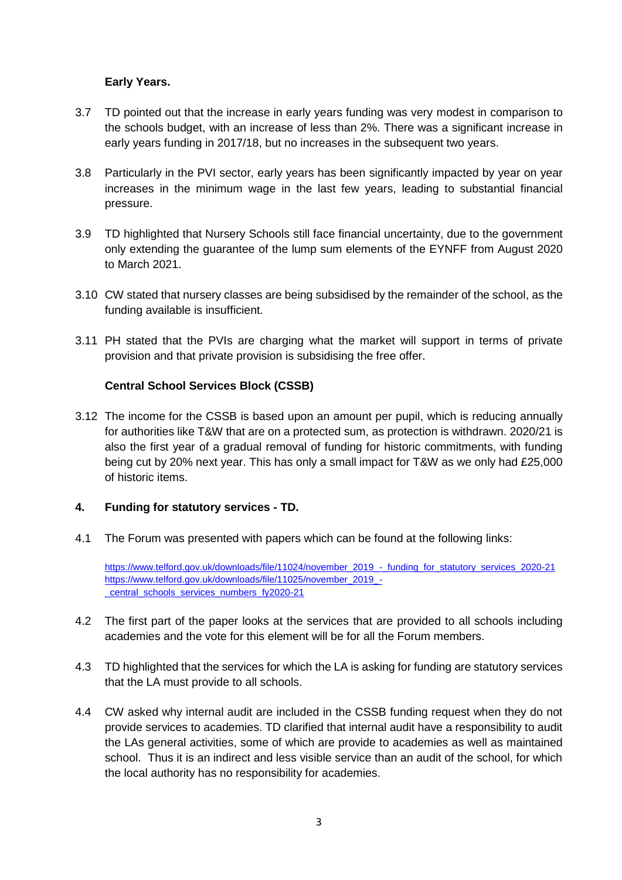**Early Years.**

3.7 TD pointed out that the increase in early years funding was very modest in comparison to the schools budget, with an increase of less than 2%. There was a significant increase in early years funding in 2017/18, but no increases in the subsequent two years.

3.8 Particularly in the PVI sector, early years has been significantly impacted by year on year increases in the minimum wage in the last few years, leading to substantial financial pressure.

3.9 TD highlighted that Nursery Schools still face financial uncertainty, due to the government only extending the guarantee of the lump sum elements of the EYNFF from August 2020 to March 2021.

3.10 CW stated that nursery classes are being subsidised by the remainder of the school, as the funding available is insufficient.

3.11 PH stated that the PVIs are charging what the market will support in terms of private provision and that private provision is subsidising the free offer.

**Central School Services Block (CSSB)**

3.12 The income for the CSSB is based upon an amount per pupil, which is reducing annually for authorities like T&W that are on a protected sum, as protection is withdrawn. 2020/21 is also the first year of a gradual removal of funding for historic commitments, with funding being cut by 20% next year. This has only a small impact for T&W as we only had £25,000 of historic items.

## 4. Funding for statutory services - TD.

4.1 The Forum was presented with papers which can be found at the following links:

https://www.telford.gov.uk/downloads/file/11024/november_2019_-_funding_for_statutory_services_2020-21
https://www.telford.gov.uk/downloads/file/11025/november_2019_-_central_schools_services_numbers_fy2020-21

4.2 The first part of the paper looks at the services that are provided to all schools including academies and the vote for this element will be for all the Forum members.

4.3 TD highlighted that the services for which the LA is asking for funding are statutory services that the LA must provide to all schools.

4.4 CW asked why internal audit are included in the CSSB funding request when they do not provide services to academies. TD clarified that internal audit have a responsibility to audit the LAs general activities, some of which are provide to academies as well as maintained school. Thus it is an indirect and less visible service than an audit of the school, for which the local authority has no responsibility for academies.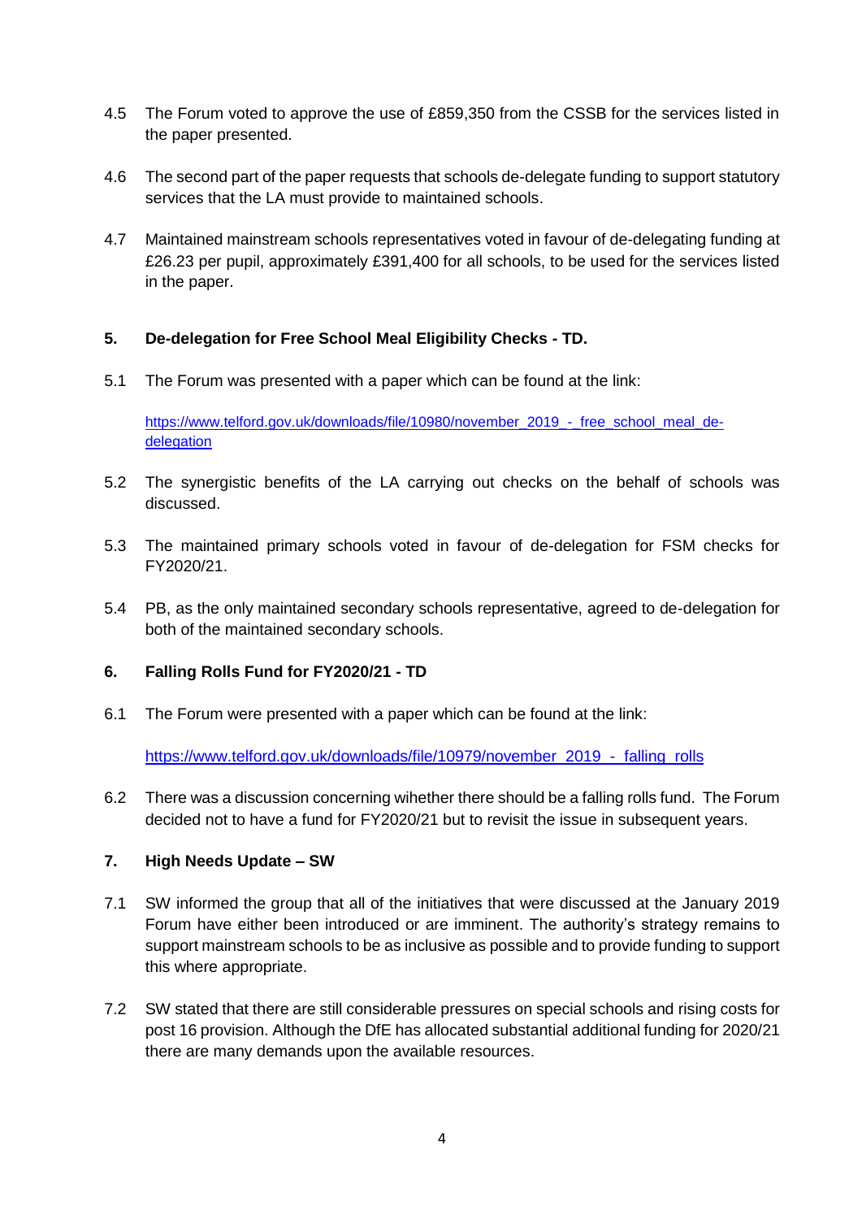4.5 The Forum voted to approve the use of £859,350 from the CSSB for the services listed in the paper presented.

4.6 The second part of the paper requests that schools de-delegate funding to support statutory services that the LA must provide to maintained schools.

4.7 Maintained mainstream schools representatives voted in favour of de-delegating funding at £26.23 per pupil, approximately £391,400 for all schools, to be used for the services listed in the paper.

## 5. De-delegation for Free School Meal Eligibility Checks - TD.

5.1 The Forum was presented with a paper which can be found at the link:

[https://www.telford.gov.uk/downloads/file/10980/november_2019_-_free_school_meal_de-delegation](https://www.telford.gov.uk/downloads/file/10980/november_2019_-_free_school_meal_de-delegation)

5.2 The synergistic benefits of the LA carrying out checks on the behalf of schools was discussed.

5.3 The maintained primary schools voted in favour of de-delegation for FSM checks for FY2020/21.

5.4 PB, as the only maintained secondary schools representative, agreed to de-delegation for both of the maintained secondary schools.

## 6. Falling Rolls Fund for FY2020/21 - TD

6.1 The Forum were presented with a paper which can be found at the link:

[https://www.telford.gov.uk/downloads/file/10979/november_2019_-_falling_rolls](https://www.telford.gov.uk/downloads/file/10979/november_2019_-_falling_rolls)

6.2 There was a discussion concerning wihether there should be a falling rolls fund. The Forum decided not to have a fund for FY2020/21 but to revisit the issue in subsequent years.

## 7. High Needs Update – SW

7.1 SW informed the group that all of the initiatives that were discussed at the January 2019 Forum have either been introduced or are imminent. The authority's strategy remains to support mainstream schools to be as inclusive as possible and to provide funding to support this where appropriate.

7.2 SW stated that there are still considerable pressures on special schools and rising costs for post 16 provision. Although the DfE has allocated substantial additional funding for 2020/21 there are many demands upon the available resources.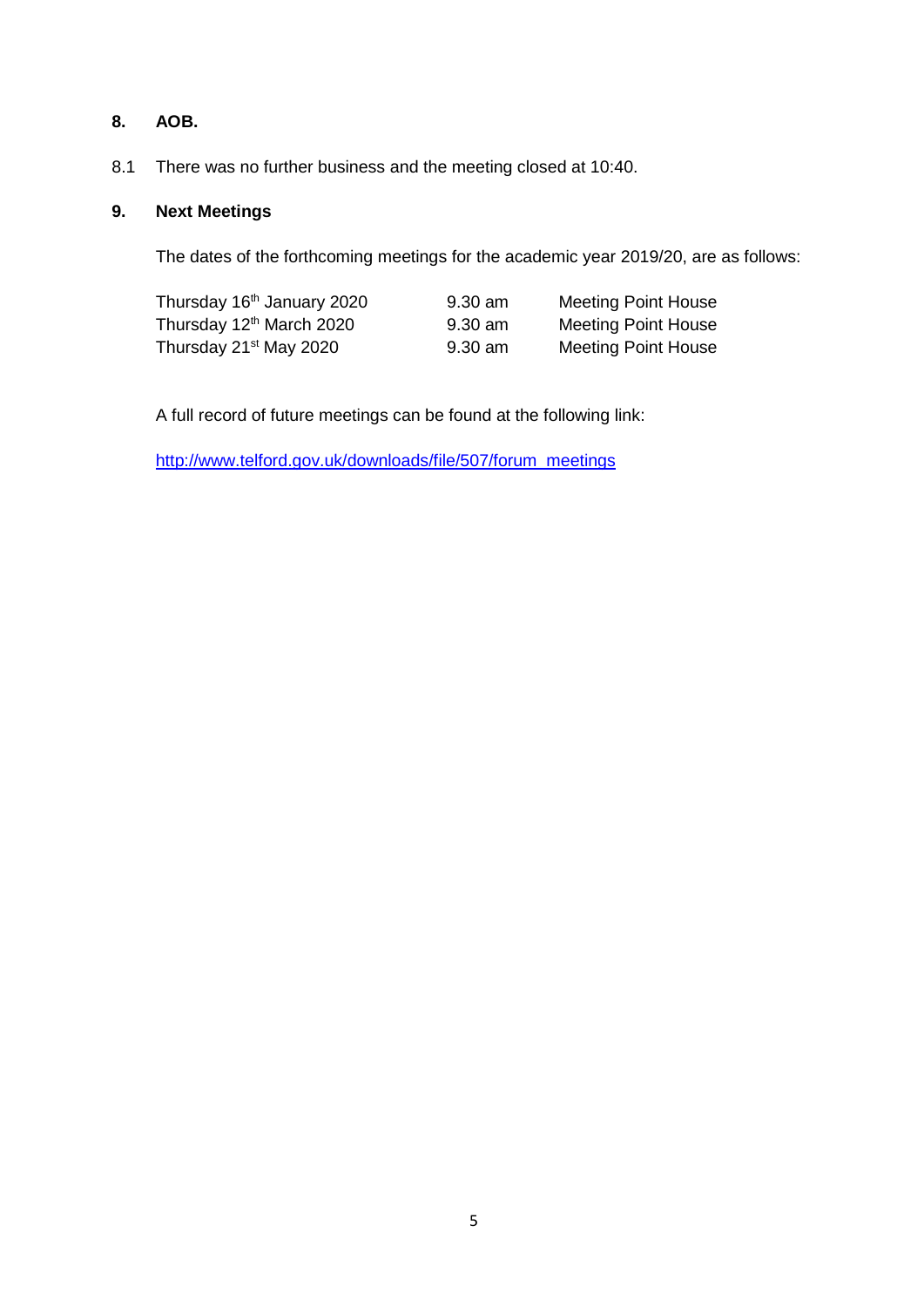## 8. AOB.

8.1 There was no further business and the meeting closed at 10:40.

## 9. Next Meetings

The dates of the forthcoming meetings for the academic year 2019/20, are as follows:

| | | |
|---|---|---|
| Thursday 16th January 2020 | 9.30 am | Meeting Point House |
| Thursday 12th March 2020 | 9.30 am | Meeting Point House |
| Thursday 21st May 2020 | 9.30 am | Meeting Point House |

A full record of future meetings can be found at the following link:

http://www.telford.gov.uk/downloads/file/507/forum_meetings